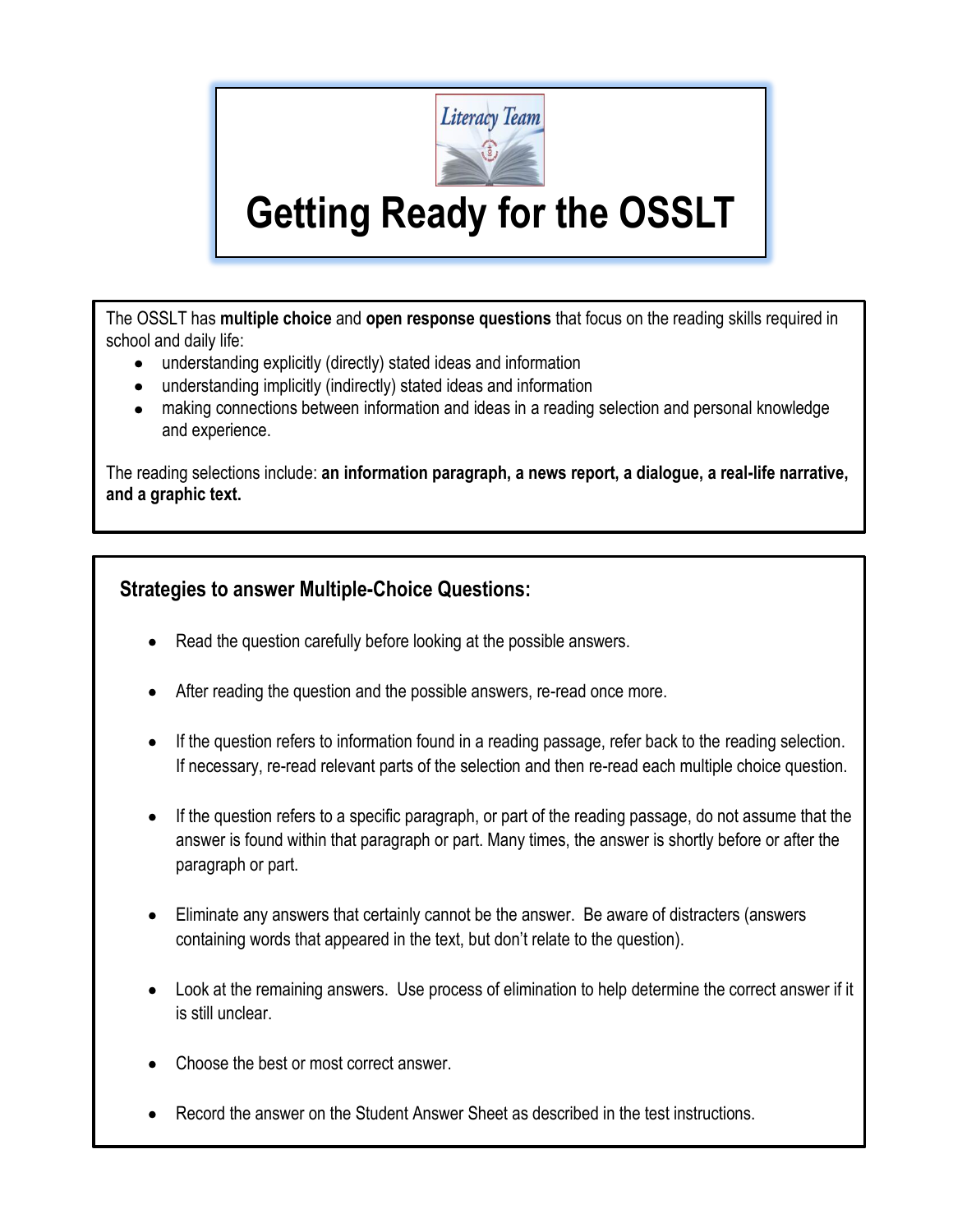Literacy Team

# Getting Ready for the OSSLT

The OSSLT has **multiple choice** and **open response questions** that focus on the reading skills required in school and daily life:

- understanding explicitly (directly) stated ideas and information
- understanding implicitly (indirectly) stated ideas and information
- making connections between information and ideas in a reading selection and personal knowledge and experience.

The reading selections include: **an information paragraph, a news report, a dialogue, a real-life narrative, and a graphic text.**

### Strategies to answer Multiple-Choice Questions:

- Read the question carefully before looking at the possible answers.
- After reading the question and the possible answers, re-read once more.
- If the question refers to information found in a reading passage, refer back to the reading selection. If necessary, re-read relevant parts of the selection and then re-read each multiple choice question.
- If the question refers to a specific paragraph, or part of the reading passage, do not assume that the answer is found within that paragraph or part. Many times, the answer is shortly before or after the paragraph or part.
- Eliminate any answers that certainly cannot be the answer. Be aware of distracters (answers containing words that appeared in the text, but don't relate to the question).
- Look at the remaining answers. Use process of elimination to help determine the correct answer if it is still unclear.
- Choose the best or most correct answer.
- Record the answer on the Student Answer Sheet as described in the test instructions.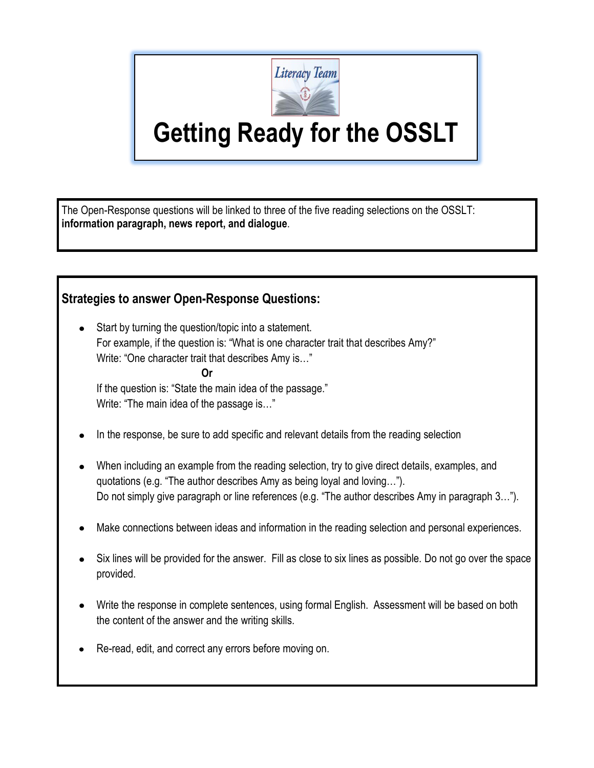Literacy Team

# Getting Ready for the OSSLT

The Open-Response questions will be linked to three of the five reading selections on the OSSLT: **information paragraph, news report, and dialogue**.

## Strategies to answer Open-Response Questions:

- Start by turning the question/topic into a statement.
  For example, if the question is: "What is one character trait that describes Amy?"
  Write: "One character trait that describes Amy is…"

  **Or**

  If the question is: "State the main idea of the passage."
  Write: "The main idea of the passage is…"

- In the response, be sure to add specific and relevant details from the reading selection

- When including an example from the reading selection, try to give direct details, examples, and quotations (e.g. "The author describes Amy as being loyal and loving…").
  Do not simply give paragraph or line references (e.g. "The author describes Amy in paragraph 3…").

- Make connections between ideas and information in the reading selection and personal experiences.

- Six lines will be provided for the answer. Fill as close to six lines as possible. Do not go over the space provided.

- Write the response in complete sentences, using formal English. Assessment will be based on both the content of the answer and the writing skills.

- Re-read, edit, and correct any errors before moving on.